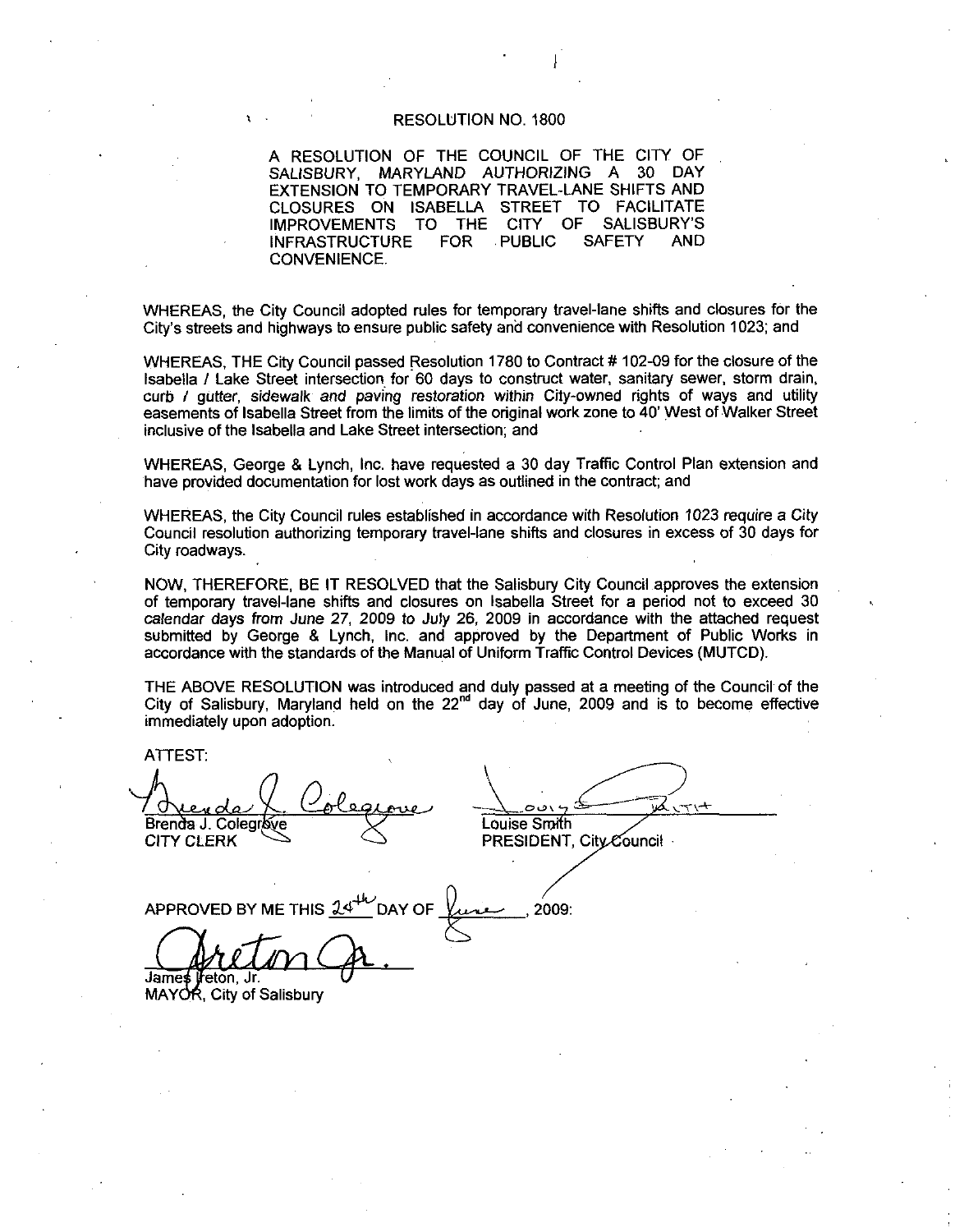# RESOLUTION NO. 1800

A RESOLUTION OF THE COUNCIL OF THE CITY OF SALISBURY, MARYLAND AUTHORIZING A 30 DAY EXTENSION TO TEMPORARY TRAVEL-LANE SHIFTS AND CLOSURES ON ISABELLA STREET TO FACILITATE IMPROVEMENTS TO THE CITY OF SALISBURY'S INFRASTRUCTURE FOR PUBLIC SAFETY AND CONVENIENCE.

WHEREAS, the City Council adopted rules for temporary travel-lane shifts and closures for the City's streets and highways to ensure public safety and convenience with Resolution 1023; and

WHEREAS, THE City Council passed Resolution 1780 to Contract # 102-09 for the closure of the Isabella / Lake Street intersection for 60 days to construct water, sanitary sewer, storm drain, curb / gutter, sidewalk and paving restoration within City-owned rights of ways and utility easements of Isabella Street from the limits of the original work zone to 40' West of Walker Street inclusive of the Isabella and Lake Street intersection; and

WHEREAS, George & Lynch, Inc. have requested a 30 day Traffic Control Plan extension and have provided documentation for lost work days as outlined in the contract; and

WHEREAS, the City Council rules established in accordance with Resolution 1023 require a City Council resolution authorizing temporary travel-lane shifts and closures in excess of 30 days for City roadways.

NOW, THEREFORE, BE IT RESOLVED that the Salisbury City Council approves the extension of temporary travel-lane shifts and closures on Isabella Street for a period not to exceed 30 calendar days from June 27, 2009 to July 26, 2009 in accordance with the attached request submitted by George & Lynch, Inc. and approved by the Department of Public Works in accordance with the standards of the Manual of Uniform Traffic Control Devices (MUTCD).

THE ABOVE RESOLUTION was introduced and duly passed at a meeting of the Council of the City of Salisbury, Maryland held on the 22nd day of June, 2009 and is to become effective immediately upon adoption.

ATTEST:

Brenda J. Colegrove
CITY CLERK

Louise Smith
PRESIDENT, City Council

APPROVED BY ME THIS 24th DAY OF June, 2009:

James Ireton, Jr.
MAYOR, City of Salisbury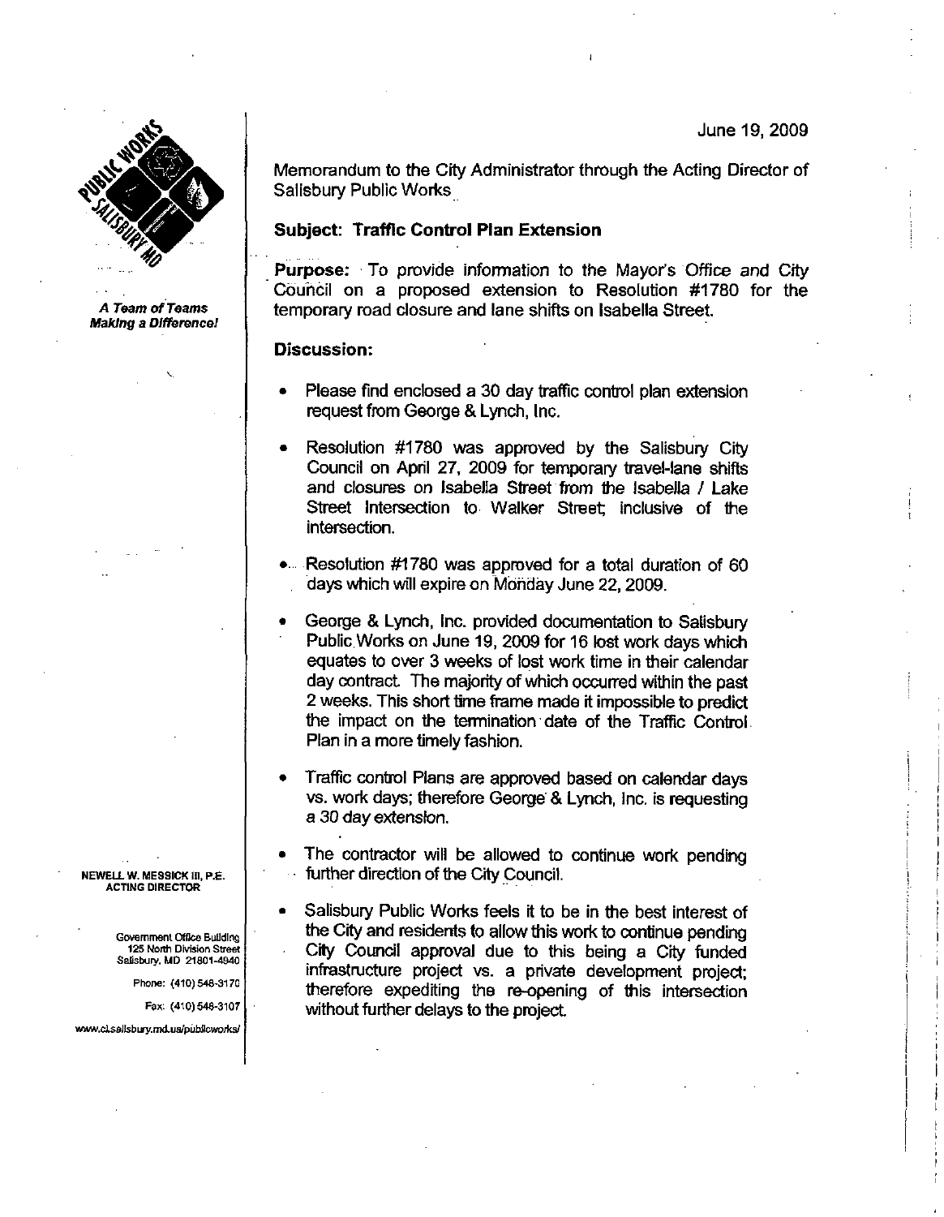June 19, 2009

*A Team of Teams Making a Difference!*

Memorandum to the City Administrator through the Acting Director of Salisbury Public Works

**Subject: Traffic Control Plan Extension**

**Purpose:** To provide information to the Mayor's Office and City Council on a proposed extension to Resolution #1780 for the temporary road closure and lane shifts on Isabella Street.

**Discussion:**

- Please find enclosed a 30 day traffic control plan extension request from George & Lynch, Inc.
- Resolution #1780 was approved by the Salisbury City Council on April 27, 2009 for temporary travel-lane shifts and closures on Isabella Street from the Isabella / Lake Street Intersection to Walker Street; inclusive of the intersection.
- Resolution #1780 was approved for a total duration of 60 days which will expire on Monday June 22, 2009.
- George & Lynch, Inc. provided documentation to Salisbury Public Works on June 19, 2009 for 16 lost work days which equates to over 3 weeks of lost work time in their calendar day contract. The majority of which occurred within the past 2 weeks. This short time frame made it impossible to predict the impact on the termination date of the Traffic Control Plan in a more timely fashion.
- Traffic control Plans are approved based on calendar days vs. work days; therefore George & Lynch, Inc. is requesting a 30 day extension.
- The contractor will be allowed to continue work pending further direction of the City Council.
- Salisbury Public Works feels it to be in the best interest of the City and residents to allow this work to continue pending City Council approval due to this being a City funded infrastructure project vs. a private development project; therefore expediting the re-opening of this intersection without further delays to the project.

NEWELL W. MESSICK III, P.E.
ACTING DIRECTOR

Government Office Building
125 North Division Street
Salisbury, MD 21801-4940

Phone: (410) 548-3170

Fax: (410) 548-3107

www.ci.salisbury.md.us/publicworks/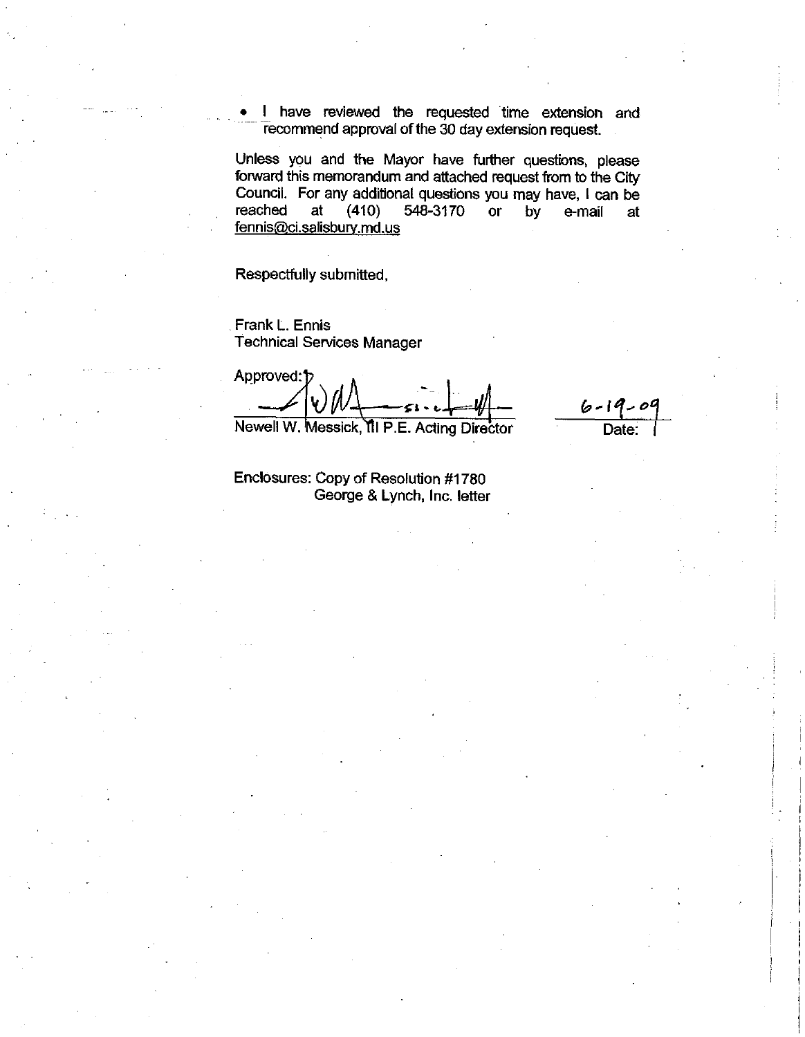- I have reviewed the requested time extension and recommend approval of the 30 day extension request.

Unless you and the Mayor have further questions, please forward this memorandum and attached request from to the City Council. For any additional questions you may have, I can be reached at (410) 548-3170 or by e-mail at fennis@ci.salisbury.md.us

Respectfully submitted,

Frank L. Ennis
Technical Services Manager

Approved:

Newell W. Messick, III P.E. Acting Director

Date: 6-19-09

Enclosures: Copy of Resolution #1780
George & Lynch, Inc. letter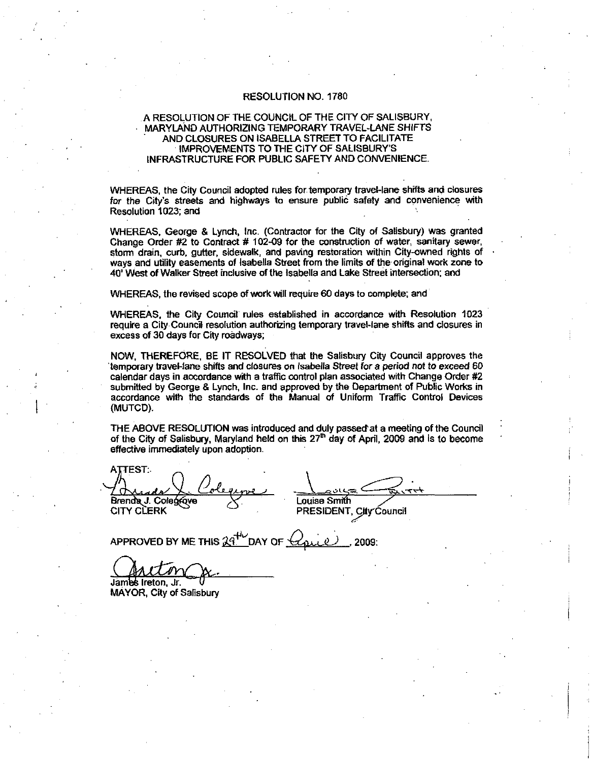# RESOLUTION NO. 1780

## A RESOLUTION OF THE COUNCIL OF THE CITY OF SALISBURY, MARYLAND AUTHORIZING TEMPORARY TRAVEL-LANE SHIFTS AND CLOSURES ON ISABELLA STREET TO FACILITATE IMPROVEMENTS TO THE CITY OF SALISBURY'S INFRASTRUCTURE FOR PUBLIC SAFETY AND CONVENIENCE.

WHEREAS, the City Council adopted rules for temporary travel-lane shifts and closures for the City's streets and highways to ensure public safety and convenience with Resolution 1023; and

WHEREAS, George & Lynch, Inc. (Contractor for the City of Salisbury) was granted Change Order #2 to Contract # 102-09 for the construction of water, sanitary sewer, storm drain, curb, gutter, sidewalk, and paving restoration within City-owned rights of ways and utility easements of Isabella Street from the limits of the original work zone to 40' West of Walker Street inclusive of the Isabella and Lake Street intersection; and

WHEREAS, the revised scope of work will require 60 days to complete; and

WHEREAS, the City Council rules established in accordance with Resolution 1023 require a City Council resolution authorizing temporary travel-lane shifts and closures in excess of 30 days for City roadways;

NOW, THEREFORE, BE IT RESOLVED that the Salisbury City Council approves the temporary travel-lane shifts and closures on Isabella Street for a period not to exceed 60 calendar days in accordance with a traffic control plan associated with Change Order #2 submitted by George & Lynch, Inc. and approved by the Department of Public Works in accordance with the standards of the Manual of Uniform Traffic Control Devices (MUTCD).

THE ABOVE RESOLUTION was introduced and duly passed at a meeting of the Council of the City of Salisbury, Maryland held on this 27th day of April, 2009 and is to become effective immediately upon adoption.

ATTEST:

Brenda J. Colegrove
CITY CLERK

Louise Smith
PRESIDENT, City Council

APPROVED BY ME THIS 29th DAY OF April, 2009:

James Ireton, Jr.
MAYOR, City of Salisbury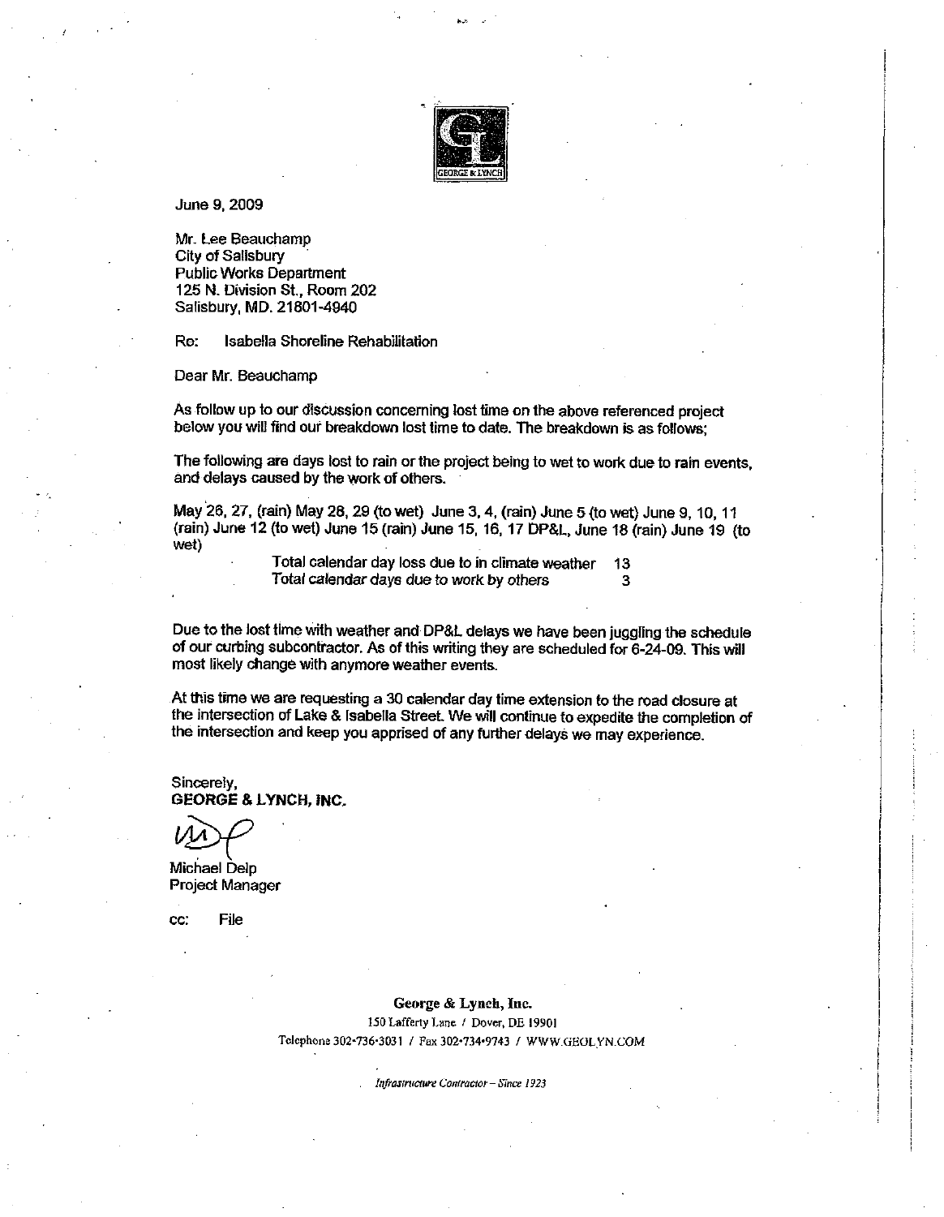June 9, 2009

Mr. Lee Beauchamp  
City of Salisbury  
Public Works Department  
125 N. Division St., Room 202  
Salisbury, MD. 21801-4940

Re: Isabella Shoreline Rehabilitation

Dear Mr. Beauchamp

As follow up to our discussion concerning lost time on the above referenced project below you will find our breakdown lost time to date. The breakdown is as follows;

The following are days lost to rain or the project being to wet to work due to rain events, and delays caused by the work of others.

May 26, 27, (rain) May 28, 29 (to wet) June 3, 4, (rain) June 5 (to wet) June 9, 10, 11 (rain) June 12 (to wet) June 15 (rain) June 15, 16, 17 DP&L, June 18 (rain) June 19 (to wet)

| | |
|---|---|
| Total calendar day loss due to in climate weather | 13 |
| *Total calendar days due to work by others* | 3 |

Due to the lost time with weather and DP&L delays we have been juggling the schedule of our curbing subcontractor. As of this writing they are scheduled for 6-24-09. This will most likely change with anymore weather events.

At this time we are requesting a 30 calendar day time extension to the road closure at the intersection of Lake & Isabella Street. We will continue to expedite the completion of the intersection and keep you apprised of any further delays we may experience.

Sincerely,  
**GEORGE & LYNCH, INC.**

Michael Delp  
Project Manager

cc: File

**George & Lynch, Inc.**  
150 Lafferty Lane / Dover, DE 19901  
Telephone 302-736-3031 / Fax 302-734-9743 / WWW.GEOLYN.COM

*Infrastructure Contractor – Since 1923*